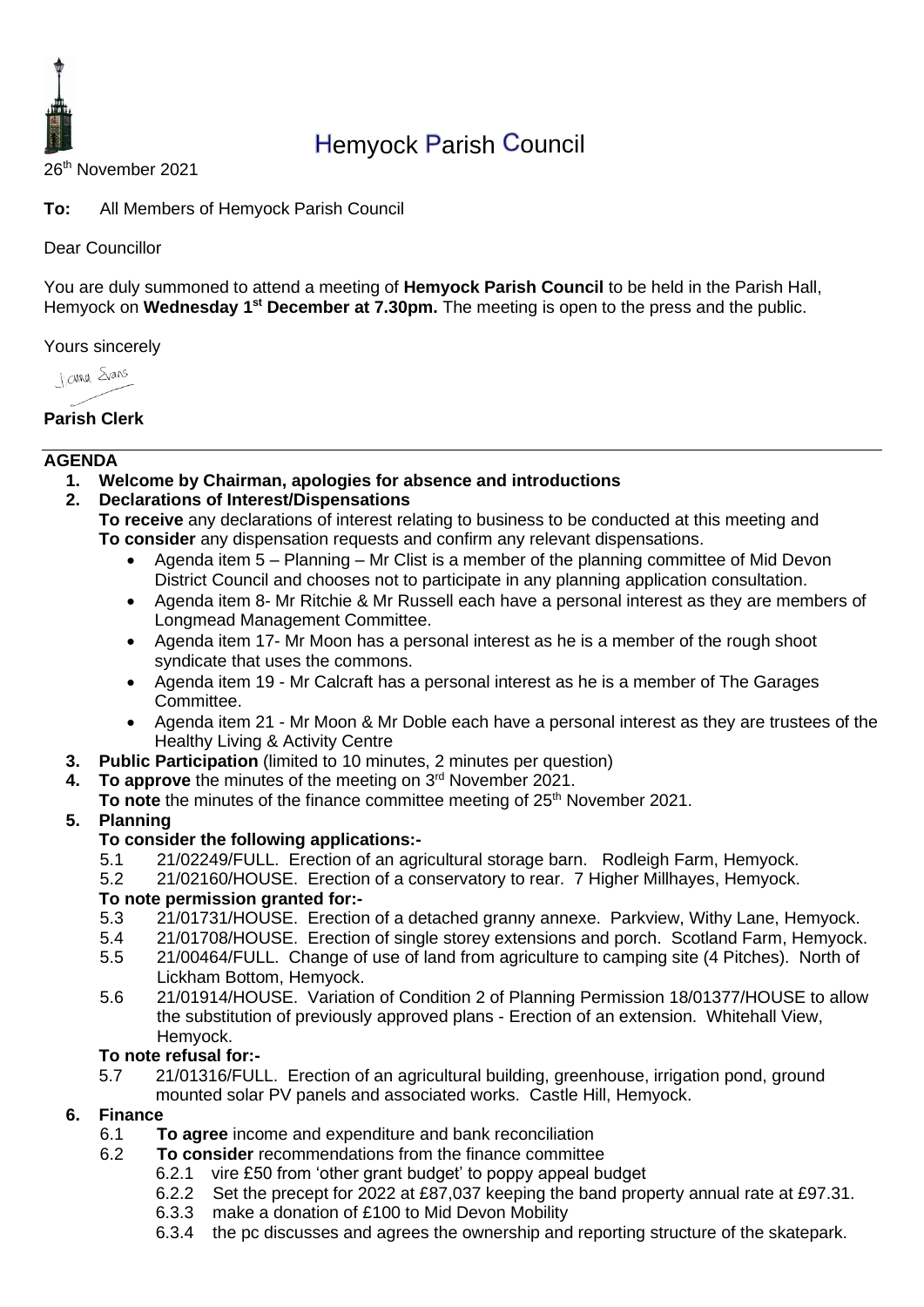# Hemyock Parish Council

26th November 2021

**To:** All Members of Hemyock Parish Council

Dear Councillor

You are duly summoned to attend a meeting of **Hemyock Parish Council** to be held in the Parish Hall, Hemyock on **Wednesday 1st December at 7.30pm.** The meeting is open to the press and the public.

Yours sincerely

Joanna Evans

**Parish Clerk**

---

## AGENDA

1. **Welcome by Chairman, apologies for absence and introductions**
2. **Declarations of Interest/Dispensations**
   **To receive** any declarations of interest relating to business to be conducted at this meeting and **To consider** any dispensation requests and confirm any relevant dispensations.
   - Agenda item 5 – Planning – Mr Clist is a member of the planning committee of Mid Devon District Council and chooses not to participate in any planning application consultation.
   - Agenda item 8- Mr Ritchie & Mr Russell each have a personal interest as they are members of Longmead Management Committee.
   - Agenda item 17- Mr Moon has a personal interest as he is a member of the rough shoot syndicate that uses the commons.
   - Agenda item 19 - Mr Calcraft has a personal interest as he is a member of The Garages Committee.
   - Agenda item 21 - Mr Moon & Mr Doble each have a personal interest as they are trustees of the Healthy Living & Activity Centre
3. **Public Participation** (limited to 10 minutes, 2 minutes per question)
4. **To approve** the minutes of the meeting on 3rd November 2021.
   **To note** the minutes of the finance committee meeting of 25th November 2021.
5. **Planning**
   **To consider the following applications:-**
   5.1 21/02249/FULL. Erection of an agricultural storage barn. Rodleigh Farm, Hemyock.
   5.2 21/02160/HOUSE. Erection of a conservatory to rear. 7 Higher Millhayes, Hemyock.
   **To note permission granted for:-**
   5.3 21/01731/HOUSE. Erection of a detached granny annexe. Parkview, Withy Lane, Hemyock.
   5.4 21/01708/HOUSE. Erection of single storey extensions and porch. Scotland Farm, Hemyock.
   5.5 21/00464/FULL. Change of use of land from agriculture to camping site (4 Pitches). North of Lickham Bottom, Hemyock.
   5.6 21/01914/HOUSE. Variation of Condition 2 of Planning Permission 18/01377/HOUSE to allow the substitution of previously approved plans - Erection of an extension. Whitehall View, Hemyock.
   **To note refusal for:-**
   5.7 21/01316/FULL. Erection of an agricultural building, greenhouse, irrigation pond, ground mounted solar PV panels and associated works. Castle Hill, Hemyock.
6. **Finance**
   6.1 **To agree** income and expenditure and bank reconciliation
   6.2 **To consider** recommendations from the finance committee
   6.2.1 vire £50 from 'other grant budget' to poppy appeal budget
   6.2.2 Set the precept for 2022 at £87,037 keeping the band property annual rate at £97.31.
   6.3.3 make a donation of £100 to Mid Devon Mobility
   6.3.4 the pc discusses and agrees the ownership and reporting structure of the skatepark.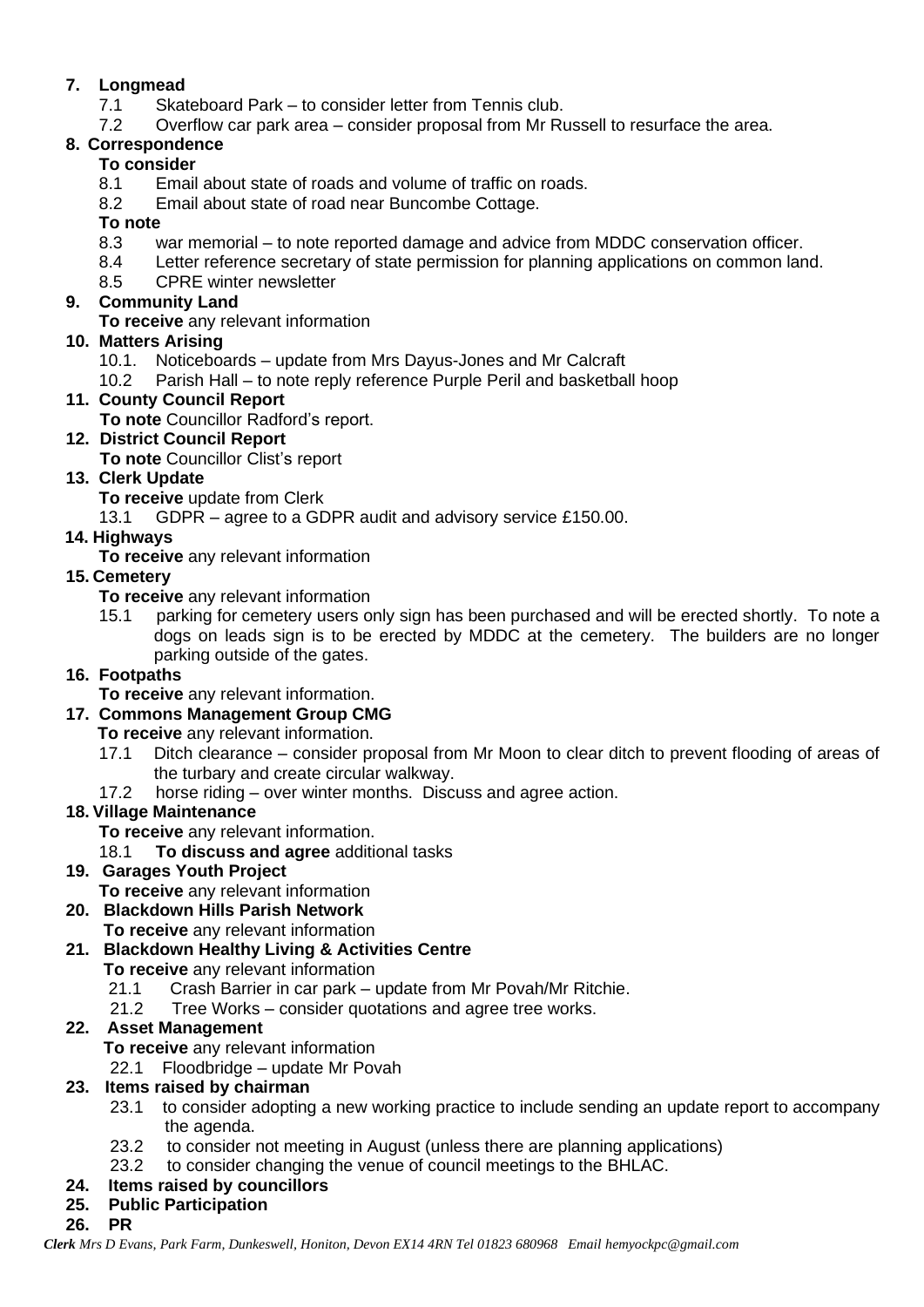**7. Longmead**

- 7.1 Skateboard Park – to consider letter from Tennis club.
- 7.2 Overflow car park area – consider proposal from Mr Russell to resurface the area.

**8. Correspondence**

**To consider**

- 8.1 Email about state of roads and volume of traffic on roads.
- 8.2 Email about state of road near Buncombe Cottage.

**To note**

- 8.3 war memorial – to note reported damage and advice from MDDC conservation officer.
- 8.4 Letter reference secretary of state permission for planning applications on common land.
- 8.5 CPRE winter newsletter

**9. Community Land**

**To receive** any relevant information

**10. Matters Arising**

- 10.1. Noticeboards – update from Mrs Dayus-Jones and Mr Calcraft
- 10.2 Parish Hall – to note reply reference Purple Peril and basketball hoop

**11. County Council Report**

**To note** Councillor Radford's report.

**12. District Council Report**

**To note** Councillor Clist's report

**13. Clerk Update**

**To receive** update from Clerk

- 13.1 GDPR – agree to a GDPR audit and advisory service £150.00.

**14. Highways**

**To receive** any relevant information

**15. Cemetery**

**To receive** any relevant information

- 15.1 parking for cemetery users only sign has been purchased and will be erected shortly. To note a dogs on leads sign is to be erected by MDDC at the cemetery. The builders are no longer parking outside of the gates.

**16. Footpaths**

**To receive** any relevant information.

**17. Commons Management Group CMG**

**To receive** any relevant information.

- 17.1 Ditch clearance – consider proposal from Mr Moon to clear ditch to prevent flooding of areas of the turbary and create circular walkway.
- 17.2 horse riding – over winter months. Discuss and agree action.

**18. Village Maintenance**

**To receive** any relevant information.

- 18.1 **To discuss and agree** additional tasks

**19. Garages Youth Project**

**To receive** any relevant information

**20. Blackdown Hills Parish Network**

**To receive** any relevant information

**21. Blackdown Healthy Living & Activities Centre**

**To receive** any relevant information

- 21.1 Crash Barrier in car park – update from Mr Povah/Mr Ritchie.
- 21.2 Tree Works – consider quotations and agree tree works.

**22. Asset Management**

**To receive** any relevant information

- 22.1 Floodbridge – update Mr Povah

**23. Items raised by chairman**

- 23.1 to consider adopting a new working practice to include sending an update report to accompany the agenda.
- 23.2 to consider not meeting in August (unless there are planning applications)
- 23.2 to consider changing the venue of council meetings to the BHLAC.

**24. Items raised by councillors**

**25. Public Participation**

**26. PR**

***Clerk*** *Mrs D Evans, Park Farm, Dunkeswell, Honiton, Devon EX14 4RN Tel 01823 680968 Email hemyockpc@gmail.com*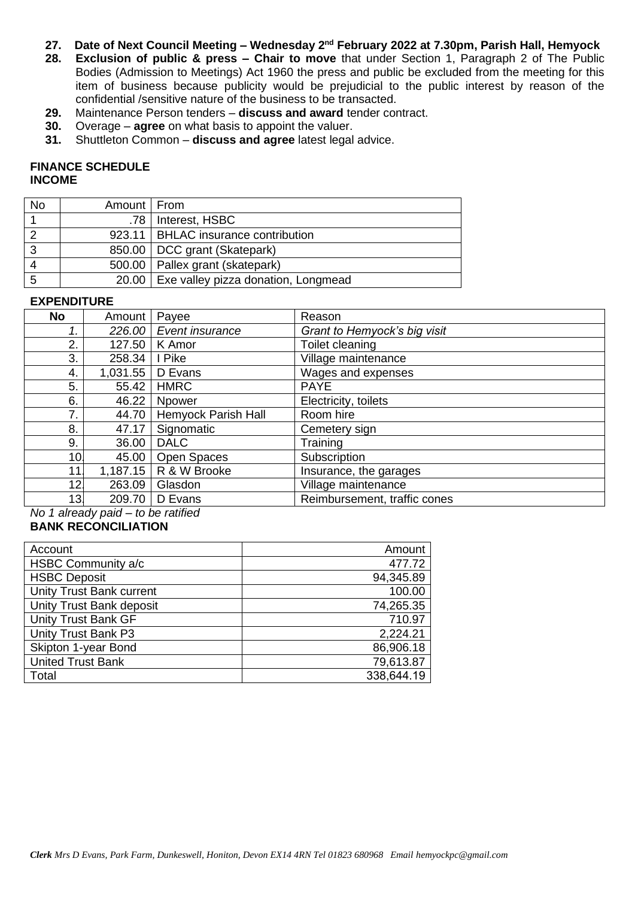27. **Date of Next Council Meeting – Wednesday 2nd February 2022 at 7.30pm, Parish Hall, Hemyock**
28. **Exclusion of public & press – Chair to move** that under Section 1, Paragraph 2 of The Public Bodies (Admission to Meetings) Act 1960 the press and public be excluded from the meeting for this item of business because publicity would be prejudicial to the public interest by reason of the confidential /sensitive nature of the business to be transacted.
29. Maintenance Person tenders – **discuss and award** tender contract.
30. Overage – **agree** on what basis to appoint the valuer.
31. Shuttleton Common – **discuss and agree** latest legal advice.

**FINANCE SCHEDULE**
**INCOME**

| No | Amount | From |
|---|---|---|
| 1 | .78 | Interest, HSBC |
| 2 | 923.11 | BHLAC insurance contribution |
| 3 | 850.00 | DCC grant (Skatepark) |
| 4 | 500.00 | Pallex grant (skatepark) |
| 5 | 20.00 | Exe valley pizza donation, Longmead |

**EXPENDITURE**

| No | Amount | Payee | Reason |
|---|---|---|---|
| *1.* | *226.00* | *Event insurance* | *Grant to Hemyock's big visit* |
| 2. | 127.50 | K Amor | Toilet cleaning |
| 3. | 258.34 | I Pike | Village maintenance |
| 4. | 1,031.55 | D Evans | Wages and expenses |
| 5. | 55.42 | HMRC | PAYE |
| 6. | 46.22 | Npower | Electricity, toilets |
| 7. | 44.70 | Hemyock Parish Hall | Room hire |
| 8. | 47.17 | Signomatic | Cemetery sign |
| 9. | 36.00 | DALC | Training |
| 10. | 45.00 | Open Spaces | Subscription |
| 11. | 1,187.15 | R & W Brooke | Insurance, the garages |
| 12. | 263.09 | Glasdon | Village maintenance |
| 13. | 209.70 | D Evans | Reimbursement, traffic cones |

*No 1 already paid – to be ratified*

**BANK RECONCILIATION**

| Account | Amount |
|---|---|
| HSBC Community a/c | 477.72 |
| HSBC Deposit | 94,345.89 |
| Unity Trust Bank current | 100.00 |
| Unity Trust Bank deposit | 74,265.35 |
| Unity Trust Bank GF | 710.97 |
| Unity Trust Bank P3 | 2,224.21 |
| Skipton 1-year Bond | 86,906.18 |
| United Trust Bank | 79,613.87 |
| Total | 338,644.19 |